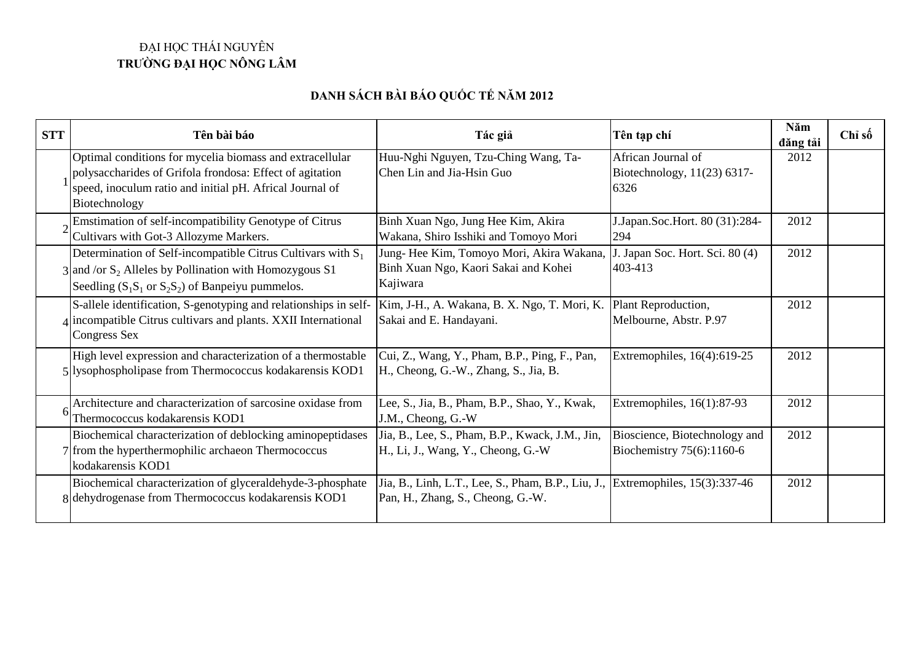ĐẠI HỌC THÁI NGUYÊN
**TRƯỜNG ĐẠI HỌC NÔNG LÂM**

## DANH SÁCH BÀI BÁO QUỐC TẾ NĂM 2012

| STT | Tên bài báo | Tác giả | Tên tạp chí | Năm đăng tải | Chỉ số |
|---|---|---|---|---|---|
| 1 | Optimal conditions for mycelia biomass and extracellular polysaccharides of Grifola frondosa: Effect of agitation speed, inoculum ratio and initial pH. Africal Journal of Biotechnology | Huu-Nghi Nguyen, Tzu-Ching Wang, Ta-Chen Lin and Jia-Hsin Guo | African Journal of Biotechnology, 11(23) 6317-6326 | 2012 | |
| 2 | Emstimation of self-incompatibility Genotype of Citrus Cultivars with Got-3 Allozyme Markers. | Binh Xuan Ngo, Jung Hee Kim, Akira Wakana, Shiro Isshiki and Tomoyo Mori | J.Japan.Soc.Hort. 80 (31):284-294 | 2012 | |
| 3 | Determination of Self-incompatible Citrus Cultivars with $S_1$ and /or $S_2$ Alleles by Pollination with Homozygous S1 Seedling ($S_1S_1$ or $S_2S_2$) of Banpeiyu pummelos. | Jung- Hee Kim, Tomoyo Mori, Akira Wakana, Binh Xuan Ngo, Kaori Sakai and Kohei Kajiwara | J. Japan Soc. Hort. Sci. 80 (4) 403-413 | 2012 | |
| 4 | S-allele identification, S-genotyping and relationships in self-incompatible Citrus cultivars and plants. XXII International Congress Sex | Kim, J-H., A. Wakana, B. X. Ngo, T. Mori, K. Sakai and E. Handayani. | Plant Reproduction, Melbourne, Abstr. P.97 | 2012 | |
| 5 | High level expression and characterization of a thermostable lysophospholipase from Thermococcus kodakarensis KOD1 | Cui, Z., Wang, Y., Pham, B.P., Ping, F., Pan, H., Cheong, G.-W., Zhang, S., Jia, B. | Extremophiles, 16(4):619-25 | 2012 | |
| 6 | Architecture and characterization of sarcosine oxidase from Thermococcus kodakarensis KOD1 | Lee, S., Jia, B., Pham, B.P., Shao, Y., Kwak, J.M., Cheong, G.-W | Extremophiles, 16(1):87-93 | 2012 | |
| 7 | Biochemical characterization of deblocking aminopeptidases from the hyperthermophilic archaeon Thermococcus kodakarensis KOD1 | Jia, B., Lee, S., Pham, B.P., Kwack, J.M., Jin, H., Li, J., Wang, Y., Cheong, G.-W | Bioscience, Biotechnology and Biochemistry 75(6):1160-6 | 2012 | |
| 8 | Biochemical characterization of glyceraldehyde-3-phosphate dehydrogenase from Thermococcus kodakarensis KOD1 | Jia, B., Linh, L.T., Lee, S., Pham, B.P., Liu, J., Pan, H., Zhang, S., Cheong, G.-W. | Extremophiles, 15(3):337-46 | 2012 | |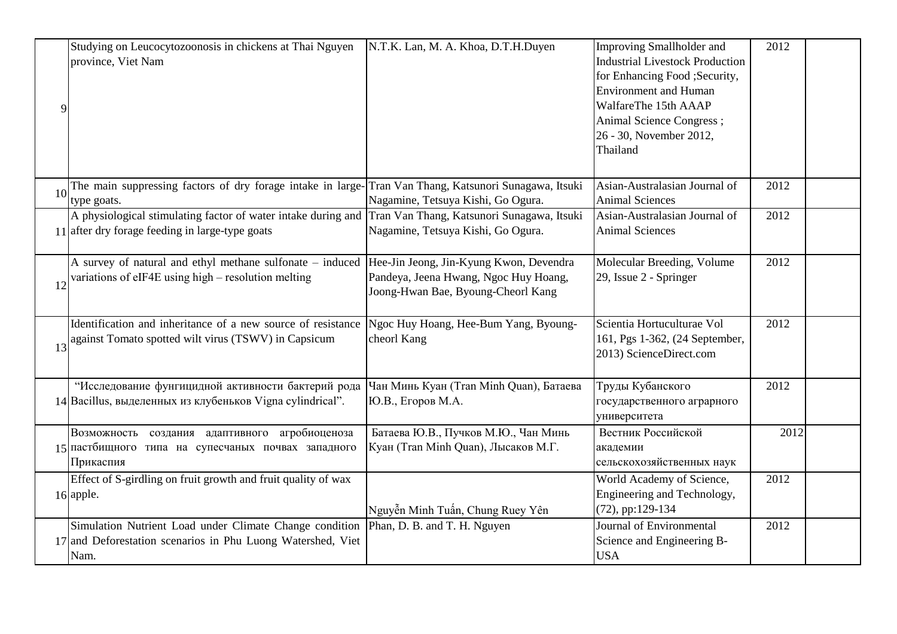| | | | | | |
|---|---|---|---|---|---|
| 9 | Studying on Leucocytozoonosis in chickens at Thai Nguyen province, Viet Nam | N.T.K. Lan, M. A. Khoa, D.T.H.Duyen | Improving Smallholder and Industrial Livestock Production for Enhancing Food ;Security, Environment and Human WalfareThe 15th AAAP Animal Science Congress ; 26 - 30, November 2012, Thailand | 2012 | |
| 10 | The main suppressing factors of dry forage intake in large-type goats. | Tran Van Thang, Katsunori Sunagawa, Itsuki Nagamine, Tetsuya Kishi, Go Ogura. | Asian-Australasian Journal of Animal Sciences | 2012 | |
| 11 | A physiological stimulating factor of water intake during and after dry forage feeding in large-type goats | Tran Van Thang, Katsunori Sunagawa, Itsuki Nagamine, Tetsuya Kishi, Go Ogura. | Asian-Australasian Journal of Animal Sciences | 2012 | |
| 12 | A survey of natural and ethyl methane sulfonate – induced variations of eIF4E using high – resolution melting | Hee-Jin Jeong, Jin-Kyung Kwon, Devendra Pandeya, Jeena Hwang, Ngoc Huy Hoang, Joong-Hwan Bae, Byoung-Cheorl Kang | Molecular Breeding, Volume 29, Issue 2 - Springer | 2012 | |
| 13 | Identification and inheritance of a new source of resistance against Tomato spotted wilt virus (TSWV) in Capsicum | Ngoc Huy Hoang, Hee-Bum Yang, Byoung-cheorl Kang | Scientia Hortuculturae Vol 161, Pgs 1-362, (24 September, 2013) ScienceDirect.com | 2012 | |
| 14 | "Исследование фунгицидной активности бактерий рода Bacillus, выделенных из клубеньков Vigna cylindrical". | Чан Минь Куан (Tran Minh Quan), Батаева Ю.В., Егоров М.А. | Труды Кубанского государственного аграрного университета | 2012 | |
| 15 | Возможность создания адаптивного агробиоценоза пастбищного типа на супесчаных почвах западного Прикаспия | Батаева Ю.В., Пучков М.Ю., Чан Минь Куан (Tran Minh Quan), Лысаков М.Г. | Вестник Российской академии сельскохозяйственных наук | 2012 | |
| 16 | Effect of S-girdling on fruit growth and fruit quality of wax apple. | Nguyễn Minh Tuấn, Chung Ruey Yên | World Academy of Science, Engineering and Technology, (72), pp:129-134 | 2012 | |
| 17 | Simulation Nutrient Load under Climate Change condition and Deforestation scenarios in Phu Luong Watershed, Viet Nam. | Phan, D. B. and T. H. Nguyen | Journal of Environmental Science and Engineering B-USA | 2012 | |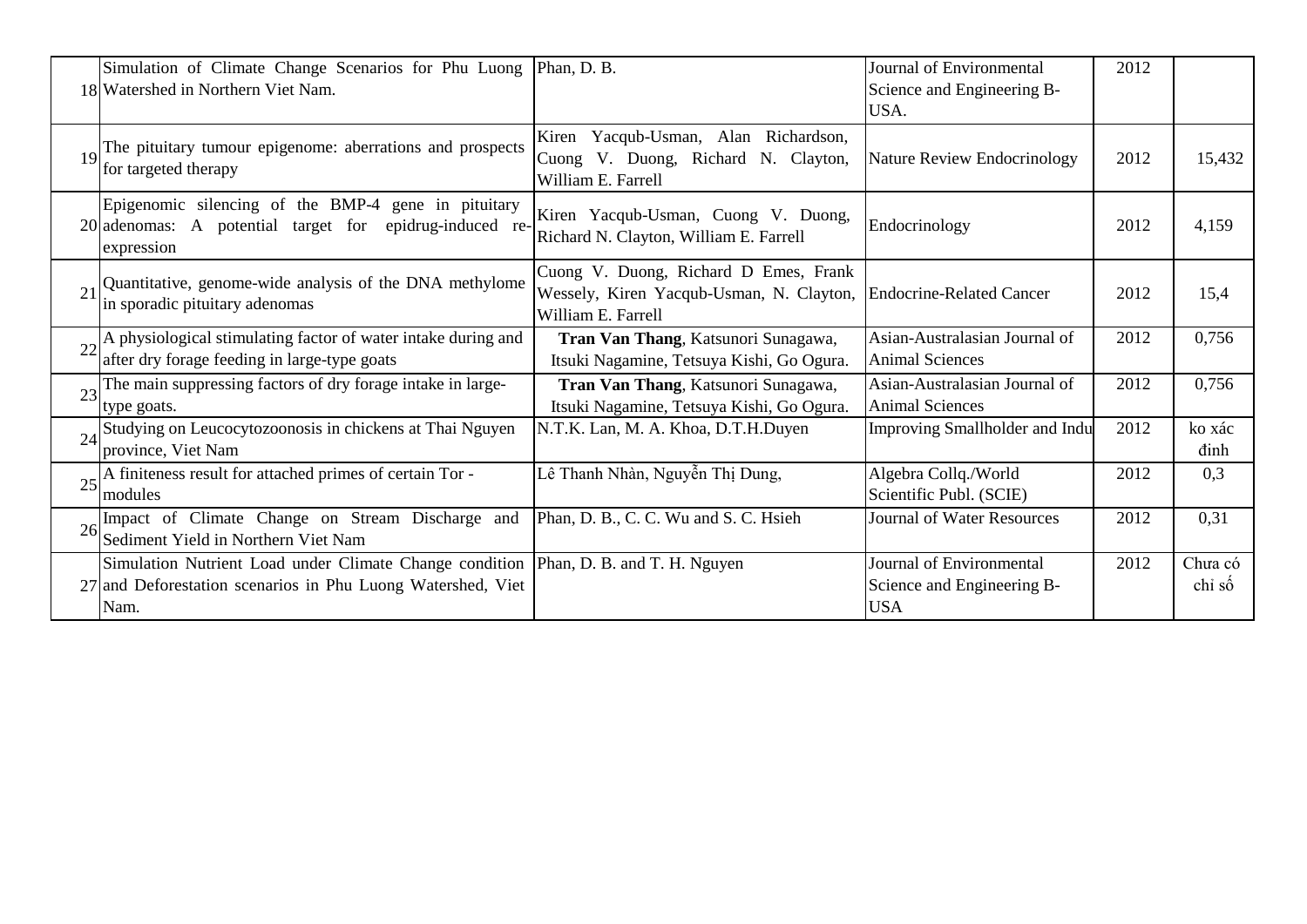| | | | | | |
|---|---|---|---|---|---|
| 18 | Simulation of Climate Change Scenarios for Phu Luong Watershed in Northern Viet Nam. | Phan, D. B. | Journal of Environmental Science and Engineering B-USA. | 2012 | |
| 19 | The pituitary tumour epigenome: aberrations and prospects for targeted therapy | Kiren Yacqub-Usman, Alan Richardson, Cuong V. Duong, Richard N. Clayton, William E. Farrell | Nature Review Endocrinology | 2012 | 15,432 |
| 20 | Epigenomic silencing of the BMP-4 gene in pituitary adenomas: A potential target for epidrug-induced re-expression | Kiren Yacqub-Usman, Cuong V. Duong, Richard N. Clayton, William E. Farrell | Endocrinology | 2012 | 4,159 |
| 21 | Quantitative, genome-wide analysis of the DNA methylome in sporadic pituitary adenomas | Cuong V. Duong, Richard D Emes, Frank Wessely, Kiren Yacqub-Usman, N. Clayton, William E. Farrell | Endocrine-Related Cancer | 2012 | 15,4 |
| 22 | A physiological stimulating factor of water intake during and after dry forage feeding in large-type goats | **Tran Van Thang**, Katsunori Sunagawa, Itsuki Nagamine, Tetsuya Kishi, Go Ogura. | Asian-Australasian Journal of Animal Sciences | 2012 | 0,756 |
| 23 | The main suppressing factors of dry forage intake in large-type goats. | **Tran Van Thang**, Katsunori Sunagawa, Itsuki Nagamine, Tetsuya Kishi, Go Ogura. | Asian-Australasian Journal of Animal Sciences | 2012 | 0,756 |
| 24 | Studying on Leucocytozoonosis in chickens at Thai Nguyen province, Viet Nam | N.T.K. Lan, M. A. Khoa, D.T.H.Duyen | Improving Smallholder and Indu | 2012 | ko xác đinh |
| 25 | A finiteness result for attached primes of certain Tor - modules | Lê Thanh Nhàn, Nguyễn Thị Dung, | Algebra Collq./World Scientific Publ. (SCIE) | 2012 | 0,3 |
| 26 | Impact of Climate Change on Stream Discharge and Sediment Yield in Northern Viet Nam | Phan, D. B., C. C. Wu and S. C. Hsieh | Journal of Water Resources | 2012 | 0,31 |
| 27 | Simulation Nutrient Load under Climate Change condition and Deforestation scenarios in Phu Luong Watershed, Viet Nam. | Phan, D. B. and T. H. Nguyen | Journal of Environmental Science and Engineering B-USA | 2012 | Chưa có chỉ số |